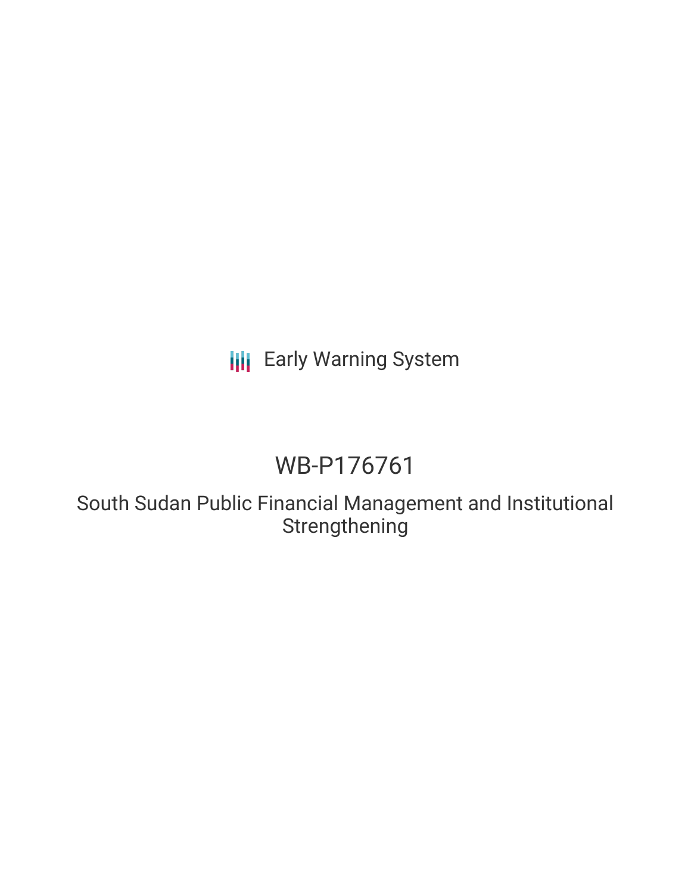Early Warning System

# WB-P176761

## South Sudan Public Financial Management and Institutional Strengthening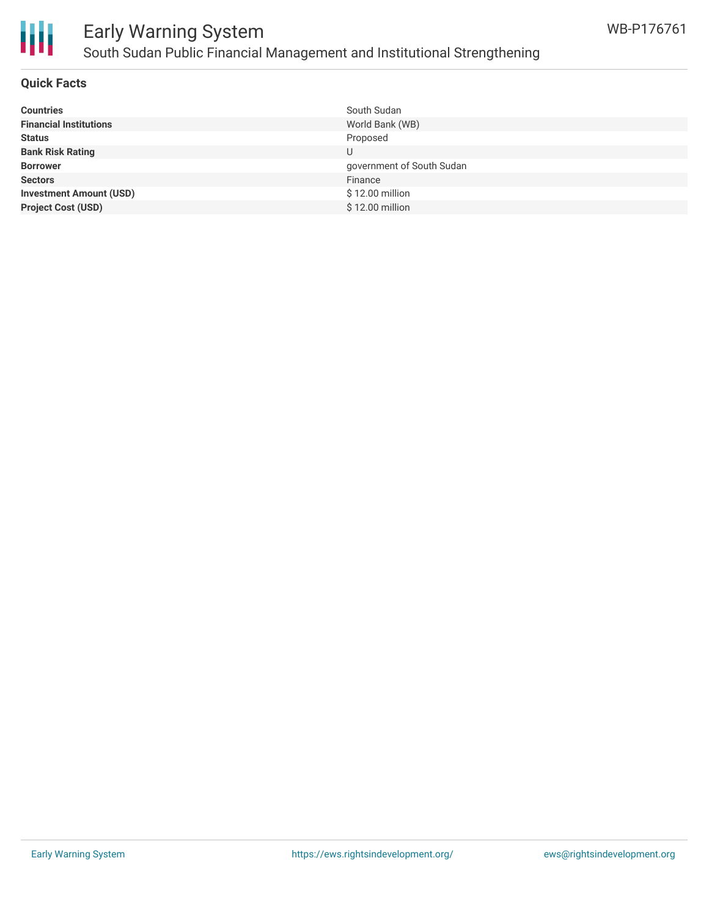## Quick Facts

| | |
|---|---|
| **Countries** | South Sudan |
| **Financial Institutions** | World Bank (WB) |
| **Status** | Proposed |
| **Bank Risk Rating** | U |
| **Borrower** | government of South Sudan |
| **Sectors** | Finance |
| **Investment Amount (USD)** | $ 12.00 million |
| **Project Cost (USD)** | $ 12.00 million |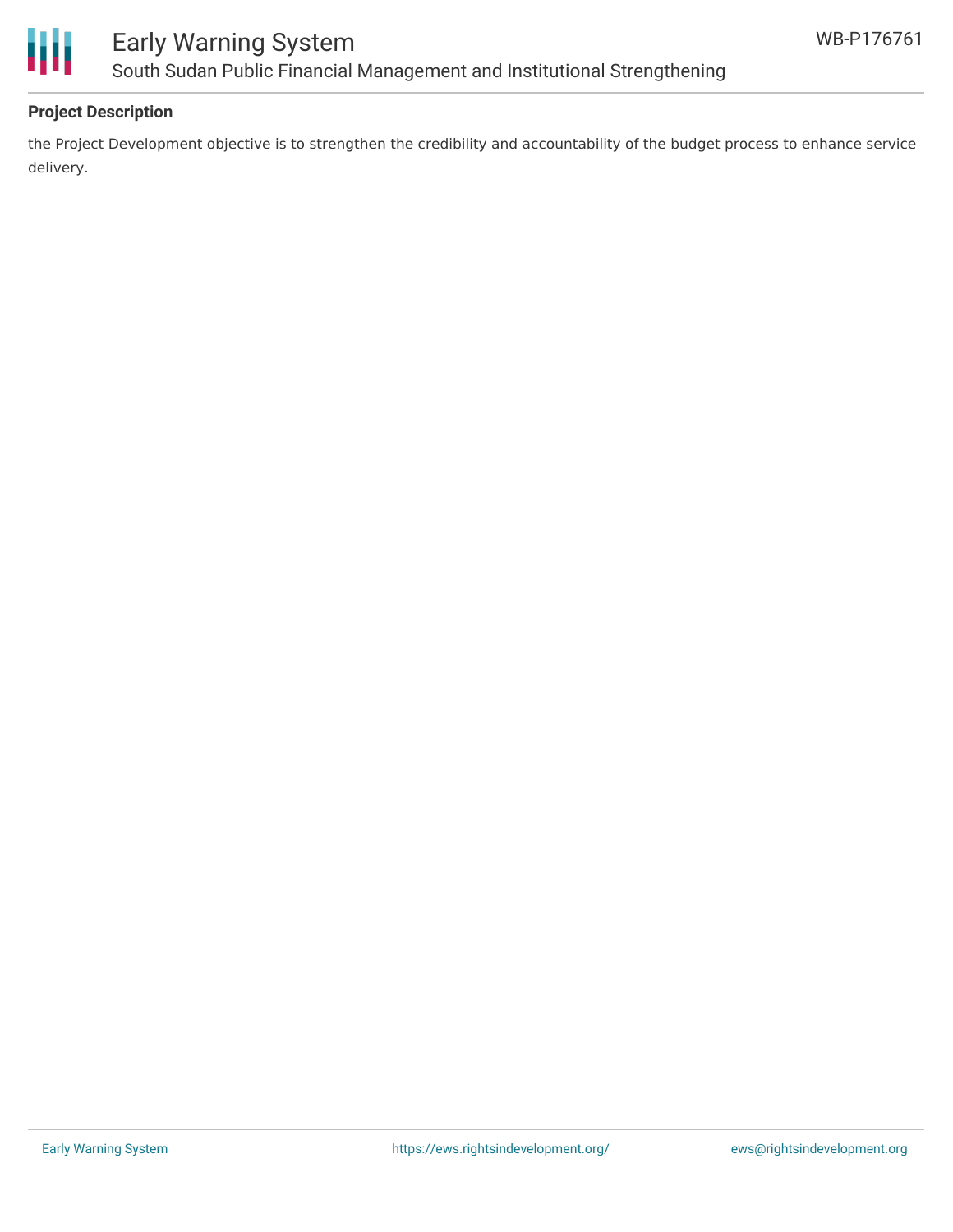**Project Description**

the Project Development objective is to strengthen the credibility and accountability of the budget process to enhance service delivery.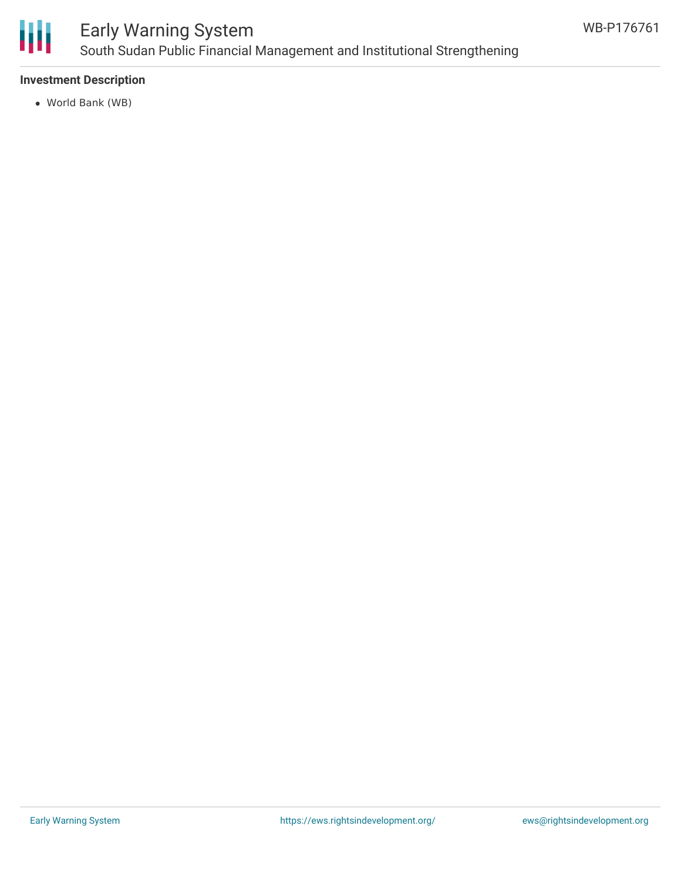### Investment Description

- World Bank (WB)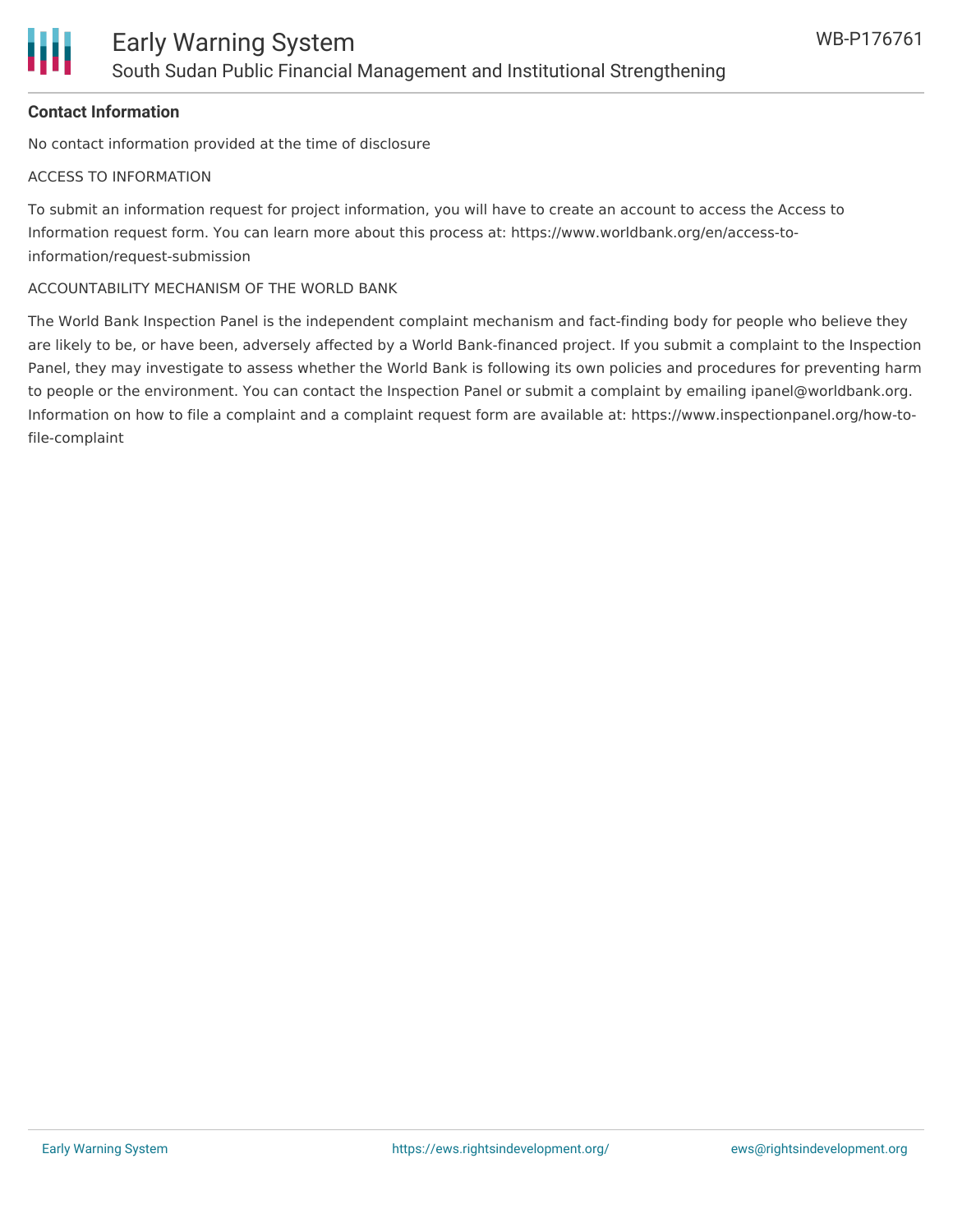**Contact Information**

No contact information provided at the time of disclosure

ACCESS TO INFORMATION

To submit an information request for project information, you will have to create an account to access the Access to Information request form. You can learn more about this process at: https://www.worldbank.org/en/access-to-information/request-submission

ACCOUNTABILITY MECHANISM OF THE WORLD BANK

The World Bank Inspection Panel is the independent complaint mechanism and fact-finding body for people who believe they are likely to be, or have been, adversely affected by a World Bank-financed project. If you submit a complaint to the Inspection Panel, they may investigate to assess whether the World Bank is following its own policies and procedures for preventing harm to people or the environment. You can contact the Inspection Panel or submit a complaint by emailing ipanel@worldbank.org. Information on how to file a complaint and a complaint request form are available at: https://www.inspectionpanel.org/how-to-file-complaint